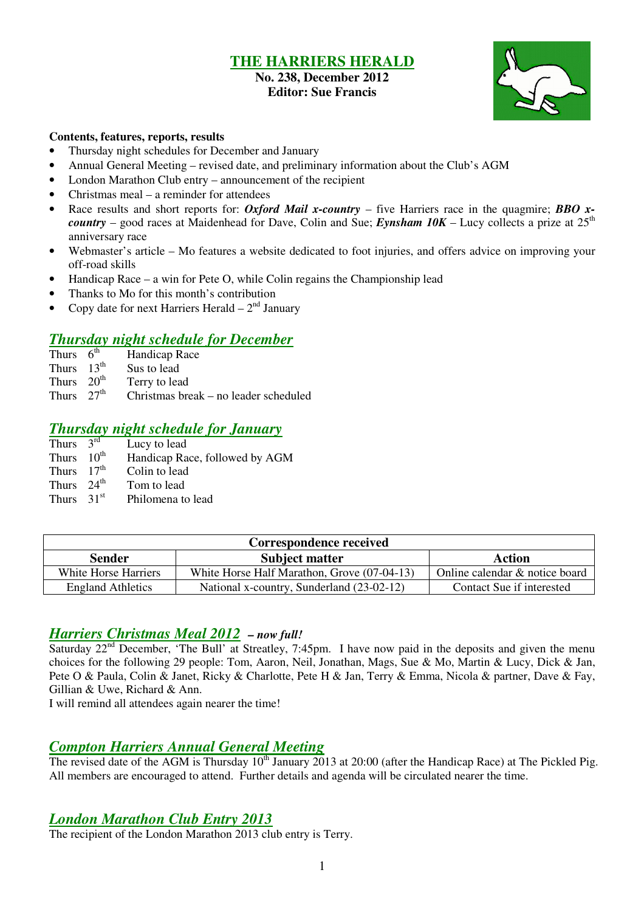# THE HARRIERS HERALD

**No. 238, December 2012**
**Editor: Sue Francis**

**Contents, features, reports, results**

- Thursday night schedules for December and January
- Annual General Meeting – revised date, and preliminary information about the Club's AGM
- London Marathon Club entry – announcement of the recipient
- Christmas meal – a reminder for attendees
- Race results and short reports for: ***Oxford Mail x-country*** – five Harriers race in the quagmire; ***BBO x-country*** – good races at Maidenhead for Dave, Colin and Sue; ***Eynsham 10K*** – Lucy collects a prize at 25th anniversary race
- Webmaster's article – Mo features a website dedicated to foot injuries, and offers advice on improving your off-road skills
- Handicap Race – a win for Pete O, while Colin regains the Championship lead
- Thanks to Mo for this month's contribution
- Copy date for next Harriers Herald – 2nd January

## *Thursday night schedule for December*

Thurs 6th Handicap Race
Thurs 13th Sus to lead
Thurs 20th Terry to lead
Thurs 27th Christmas break – no leader scheduled

## *Thursday night schedule for January*

Thurs 3rd Lucy to lead
Thurs 10th Handicap Race, followed by AGM
Thurs 17th Colin to lead
Thurs 24th Tom to lead
Thurs 31st Philomena to lead

| Correspondence received | | |
|---|---|---|
| **Sender** | **Subject matter** | **Action** |
| White Horse Harriers | White Horse Half Marathon, Grove (07-04-13) | Online calendar & notice board |
| England Athletics | National x-country, Sunderland (23-02-12) | Contact Sue if interested |

## *Harriers Christmas Meal 2012* *– now full!*

Saturday 22nd December, 'The Bull' at Streatley, 7:45pm. I have now paid in the deposits and given the menu choices for the following 29 people: Tom, Aaron, Neil, Jonathan, Mags, Sue & Mo, Martin & Lucy, Dick & Jan, Pete O & Paula, Colin & Janet, Ricky & Charlotte, Pete H & Jan, Terry & Emma, Nicola & partner, Dave & Fay, Gillian & Uwe, Richard & Ann.
I will remind all attendees again nearer the time!

## *Compton Harriers Annual General Meeting*

The revised date of the AGM is Thursday 10th January 2013 at 20:00 (after the Handicap Race) at The Pickled Pig. All members are encouraged to attend. Further details and agenda will be circulated nearer the time.

## *London Marathon Club Entry 2013*

The recipient of the London Marathon 2013 club entry is Terry.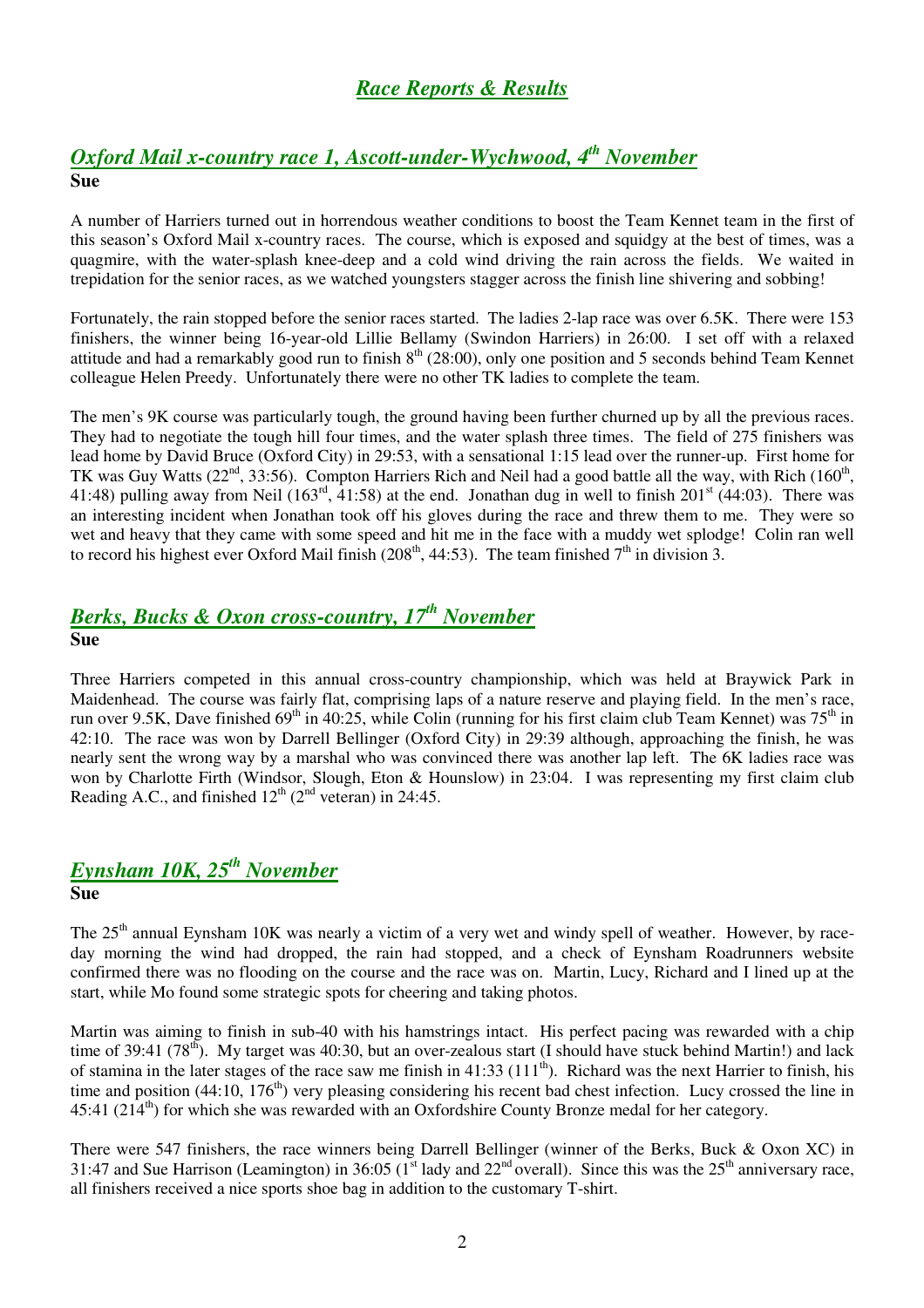# *Race Reports & Results*

## *Oxford Mail x-country race 1, Ascott-under-Wychwood, 4th November*

**Sue**

A number of Harriers turned out in horrendous weather conditions to boost the Team Kennet team in the first of this season's Oxford Mail x-country races. The course, which is exposed and squidgy at the best of times, was a quagmire, with the water-splash knee-deep and a cold wind driving the rain across the fields. We waited in trepidation for the senior races, as we watched youngsters stagger across the finish line shivering and sobbing!

Fortunately, the rain stopped before the senior races started. The ladies 2-lap race was over 6.5K. There were 153 finishers, the winner being 16-year-old Lillie Bellamy (Swindon Harriers) in 26:00. I set off with a relaxed attitude and had a remarkably good run to finish 8th (28:00), only one position and 5 seconds behind Team Kennet colleague Helen Preedy. Unfortunately there were no other TK ladies to complete the team.

The men's 9K course was particularly tough, the ground having been further churned up by all the previous races. They had to negotiate the tough hill four times, and the water splash three times. The field of 275 finishers was lead home by David Bruce (Oxford City) in 29:53, with a sensational 1:15 lead over the runner-up. First home for TK was Guy Watts (22nd, 33:56). Compton Harriers Rich and Neil had a good battle all the way, with Rich (160th, 41:48) pulling away from Neil (163rd, 41:58) at the end. Jonathan dug in well to finish 201st (44:03). There was an interesting incident when Jonathan took off his gloves during the race and threw them to me. They were so wet and heavy that they came with some speed and hit me in the face with a muddy wet splodge! Colin ran well to record his highest ever Oxford Mail finish (208th, 44:53). The team finished 7th in division 3.

## *Berks, Bucks & Oxon cross-country, 17th November*

**Sue**

Three Harriers competed in this annual cross-country championship, which was held at Braywick Park in Maidenhead. The course was fairly flat, comprising laps of a nature reserve and playing field. In the men's race, run over 9.5K, Dave finished 69th in 40:25, while Colin (running for his first claim club Team Kennet) was 75th in 42:10. The race was won by Darrell Bellinger (Oxford City) in 29:39 although, approaching the finish, he was nearly sent the wrong way by a marshal who was convinced there was another lap left. The 6K ladies race was won by Charlotte Firth (Windsor, Slough, Eton & Hounslow) in 23:04. I was representing my first claim club Reading A.C., and finished 12th (2nd veteran) in 24:45.

## *Eynsham 10K, 25th November*

**Sue**

The 25th annual Eynsham 10K was nearly a victim of a very wet and windy spell of weather. However, by race-day morning the wind had dropped, the rain had stopped, and a check of Eynsham Roadrunners website confirmed there was no flooding on the course and the race was on. Martin, Lucy, Richard and I lined up at the start, while Mo found some strategic spots for cheering and taking photos.

Martin was aiming to finish in sub-40 with his hamstrings intact. His perfect pacing was rewarded with a chip time of 39:41 (78th). My target was 40:30, but an over-zealous start (I should have stuck behind Martin!) and lack of stamina in the later stages of the race saw me finish in 41:33 (111th). Richard was the next Harrier to finish, his time and position (44:10, 176th) very pleasing considering his recent bad chest infection. Lucy crossed the line in 45:41 (214th) for which she was rewarded with an Oxfordshire County Bronze medal for her category.

There were 547 finishers, the race winners being Darrell Bellinger (winner of the Berks, Buck & Oxon XC) in 31:47 and Sue Harrison (Leamington) in 36:05 (1st lady and 22nd overall). Since this was the 25th anniversary race, all finishers received a nice sports shoe bag in addition to the customary T-shirt.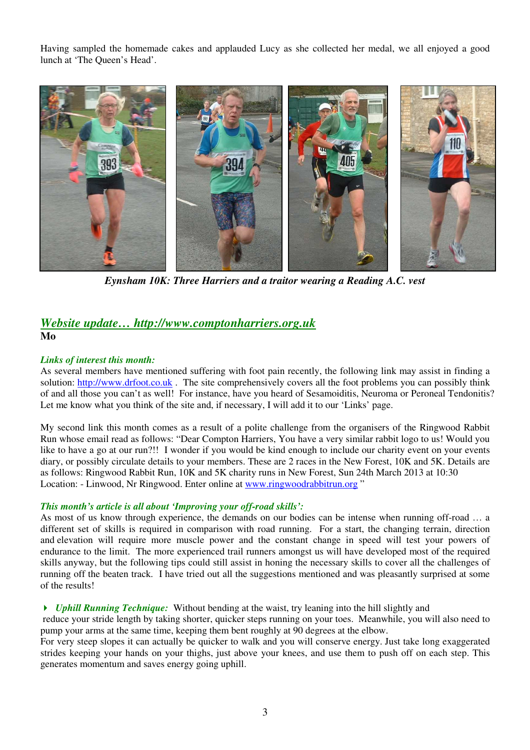Having sampled the homemade cakes and applauded Lucy as she collected her medal, we all enjoyed a good lunch at 'The Queen's Head'.

***Eynsham 10K: Three Harriers and a traitor wearing a Reading A.C. vest***

## *Website update… http://www.comptonharriers.org.uk*

**Mo**

***Links of interest this month:***

As several members have mentioned suffering with foot pain recently, the following link may assist in finding a solution: http://www.drfoot.co.uk . The site comprehensively covers all the foot problems you can possibly think of and all those you can't as well! For instance, have you heard of Sesamoiditis, Neuroma or Peroneal Tendonitis? Let me know what you think of the site and, if necessary, I will add it to our 'Links' page.

My second link this month comes as a result of a polite challenge from the organisers of the Ringwood Rabbit Run whose email read as follows: "Dear Compton Harriers, You have a very similar rabbit logo to us! Would you like to have a go at our run?!! I wonder if you would be kind enough to include our charity event on your events diary, or possibly circulate details to your members. These are 2 races in the New Forest, 10K and 5K. Details are as follows: Ringwood Rabbit Run, 10K and 5K charity runs in New Forest, Sun 24th March 2013 at 10:30 Location: - Linwood, Nr Ringwood. Enter online at www.ringwoodrabbitrun.org "

***This month's article is all about 'Improving your off-road skills':***

As most of us know through experience, the demands on our bodies can be intense when running off-road … a different set of skills is required in comparison with road running. For a start, the changing terrain, direction and elevation will require more muscle power and the constant change in speed will test your powers of endurance to the limit. The more experienced trail runners amongst us will have developed most of the required skills anyway, but the following tips could still assist in honing the necessary skills to cover all the challenges of running off the beaten track. I have tried out all the suggestions mentioned and was pleasantly surprised at some of the results!

- ***Uphill Running Technique:*** Without bending at the waist, try leaning into the hill slightly and reduce your stride length by taking shorter, quicker steps running on your toes. Meanwhile, you will also need to pump your arms at the same time, keeping them bent roughly at 90 degrees at the elbow.

For very steep slopes it can actually be quicker to walk and you will conserve energy. Just take long exaggerated strides keeping your hands on your thighs, just above your knees, and use them to push off on each step. This generates momentum and saves energy going uphill.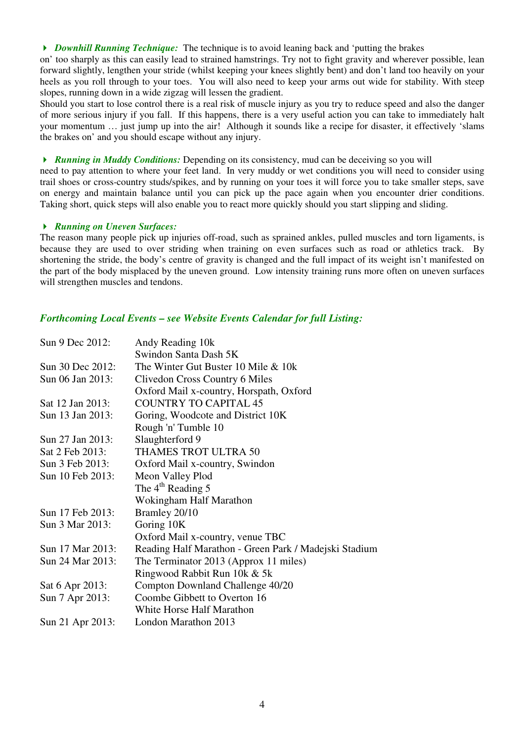- ***Downhill Running Technique:*** The technique is to avoid leaning back and 'putting the brakes on' too sharply as this can easily lead to strained hamstrings. Try not to fight gravity and wherever possible, lean forward slightly, lengthen your stride (whilst keeping your knees slightly bent) and don't land too heavily on your heels as you roll through to your toes. You will also need to keep your arms out wide for stability. With steep slopes, running down in a wide zigzag will lessen the gradient.

Should you start to lose control there is a real risk of muscle injury as you try to reduce speed and also the danger of more serious injury if you fall. If this happens, there is a very useful action you can take to immediately halt your momentum … just jump up into the air! Although it sounds like a recipe for disaster, it effectively 'slams the brakes on' and you should escape without any injury.

- ***Running in Muddy Conditions:*** Depending on its consistency, mud can be deceiving so you will need to pay attention to where your feet land. In very muddy or wet conditions you will need to consider using trail shoes or cross-country studs/spikes, and by running on your toes it will force you to take smaller steps, save on energy and maintain balance until you can pick up the pace again when you encounter drier conditions. Taking short, quick steps will also enable you to react more quickly should you start slipping and sliding.

- ***Running on Uneven Surfaces:***

The reason many people pick up injuries off-road, such as sprained ankles, pulled muscles and torn ligaments, is because they are used to over striding when training on even surfaces such as road or athletics track. By shortening the stride, the body's centre of gravity is changed and the full impact of its weight isn't manifested on the part of the body misplaced by the uneven ground. Low intensity training runs more often on uneven surfaces will strengthen muscles and tendons.

### *Forthcoming Local Events – see Website Events Calendar for full Listing:*

| | |
|---|---|
| Sun 9 Dec 2012: | Andy Reading 10k |
| | Swindon Santa Dash 5K |
| Sun 30 Dec 2012: | The Winter Gut Buster 10 Mile & 10k |
| Sun 06 Jan 2013: | Clivedon Cross Country 6 Miles |
| | Oxford Mail x-country, Horspath, Oxford |
| Sat 12 Jan 2013: | COUNTRY TO CAPITAL 45 |
| Sun 13 Jan 2013: | Goring, Woodcote and District 10K |
| | Rough 'n' Tumble 10 |
| Sun 27 Jan 2013: | Slaughterford 9 |
| Sat 2 Feb 2013: | THAMES TROT ULTRA 50 |
| Sun 3 Feb 2013: | Oxford Mail x-country, Swindon |
| Sun 10 Feb 2013: | Meon Valley Plod |
| | The 4th Reading 5 |
| | Wokingham Half Marathon |
| Sun 17 Feb 2013: | Bramley 20/10 |
| Sun 3 Mar 2013: | Goring 10K |
| | Oxford Mail x-country, venue TBC |
| Sun 17 Mar 2013: | Reading Half Marathon - Green Park / Madejski Stadium |
| Sun 24 Mar 2013: | The Terminator 2013 (Approx 11 miles) |
| | Ringwood Rabbit Run 10k & 5k |
| Sat 6 Apr 2013: | Compton Downland Challenge 40/20 |
| Sun 7 Apr 2013: | Coombe Gibbett to Overton 16 |
| | White Horse Half Marathon |
| Sun 21 Apr 2013: | London Marathon 2013 |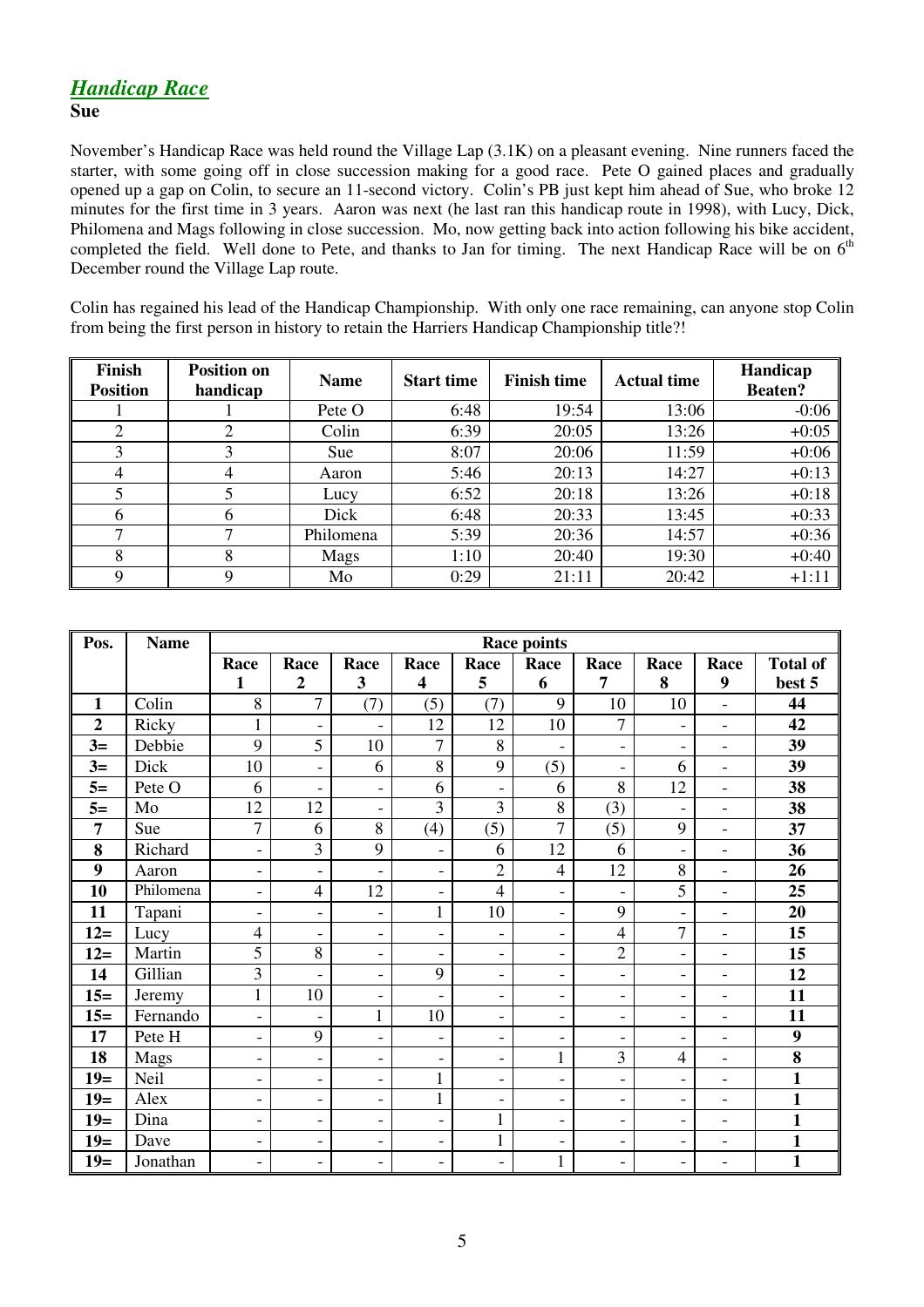## *Handicap Race*

**Sue**

November's Handicap Race was held round the Village Lap (3.1K) on a pleasant evening. Nine runners faced the starter, with some going off in close succession making for a good race. Pete O gained places and gradually opened up a gap on Colin, to secure an 11-second victory. Colin's PB just kept him ahead of Sue, who broke 12 minutes for the first time in 3 years. Aaron was next (he last ran this handicap route in 1998), with Lucy, Dick, Philomena and Mags following in close succession. Mo, now getting back into action following his bike accident, completed the field. Well done to Pete, and thanks to Jan for timing. The next Handicap Race will be on 6th December round the Village Lap route.

Colin has regained his lead of the Handicap Championship. With only one race remaining, can anyone stop Colin from being the first person in history to retain the Harriers Handicap Championship title?!

| Finish Position | Position on handicap | Name | Start time | Finish time | Actual time | Handicap Beaten? |
|---|---|---|---|---|---|---|
| 1 | 1 | Pete O | 6:48 | 19:54 | 13:06 | -0:06 |
| 2 | 2 | Colin | 6:39 | 20:05 | 13:26 | +0:05 |
| 3 | 3 | Sue | 8:07 | 20:06 | 11:59 | +0:06 |
| 4 | 4 | Aaron | 5:46 | 20:13 | 14:27 | +0:13 |
| 5 | 5 | Lucy | 6:52 | 20:18 | 13:26 | +0:18 |
| 6 | 6 | Dick | 6:48 | 20:33 | 13:45 | +0:33 |
| 7 | 7 | Philomena | 5:39 | 20:36 | 14:57 | +0:36 |
| 8 | 8 | Mags | 1:10 | 20:40 | 19:30 | +0:40 |
| 9 | 9 | Mo | 0:29 | 21:11 | 20:42 | +1:11 |

| Pos. | Name | Race points | | | | | | | | | |
|---|---|---|---|---|---|---|---|---|---|---|---|
| | | Race 1 | Race 2 | Race 3 | Race 4 | Race 5 | Race 6 | Race 7 | Race 8 | Race 9 | Total of best 5 |
| **1** | Colin | 8 | 7 | (7) | (5) | (7) | 9 | 10 | 10 | - | **44** |
| **2** | Ricky | 1 | - | - | 12 | 12 | 10 | 7 | - | - | **42** |
| **3=** | Debbie | 9 | 5 | 10 | 7 | 8 | - | - | - | - | **39** |
| **3=** | Dick | 10 | - | 6 | 8 | 9 | (5) | - | 6 | - | **39** |
| **5=** | Pete O | 6 | - | - | 6 | - | 6 | 8 | 12 | - | **38** |
| **5=** | Mo | 12 | 12 | - | 3 | 3 | 8 | (3) | - | - | **38** |
| **7** | Sue | 7 | 6 | 8 | (4) | (5) | 7 | (5) | 9 | - | **37** |
| **8** | Richard | - | 3 | 9 | - | 6 | 12 | 6 | - | - | **36** |
| **9** | Aaron | - | - | - | - | 2 | 4 | 12 | 8 | - | **26** |
| **10** | Philomena | - | 4 | 12 | - | 4 | - | - | 5 | - | **25** |
| **11** | Tapani | - | - | - | 1 | 10 | - | 9 | - | - | **20** |
| **12=** | Lucy | 4 | - | - | - | - | - | 4 | 7 | - | **15** |
| **12=** | Martin | 5 | 8 | - | - | - | - | 2 | - | - | **15** |
| **14** | Gillian | 3 | - | - | 9 | - | - | - | - | - | **12** |
| **15=** | Jeremy | 1 | 10 | - | - | - | - | - | - | - | **11** |
| **15=** | Fernando | - | - | 1 | 10 | - | - | - | - | - | **11** |
| **17** | Pete H | - | 9 | - | - | - | - | - | - | - | **9** |
| **18** | Mags | - | - | - | - | - | 1 | 3 | 4 | - | **8** |
| **19=** | Neil | - | - | - | 1 | - | - | - | - | - | **1** |
| **19=** | Alex | - | - | - | 1 | - | - | - | - | - | **1** |
| **19=** | Dina | - | - | - | - | 1 | - | - | - | - | **1** |
| **19=** | Dave | - | - | - | - | 1 | - | - | - | - | **1** |
| **19=** | Jonathan | - | - | - | - | - | 1 | - | - | - | **1** |